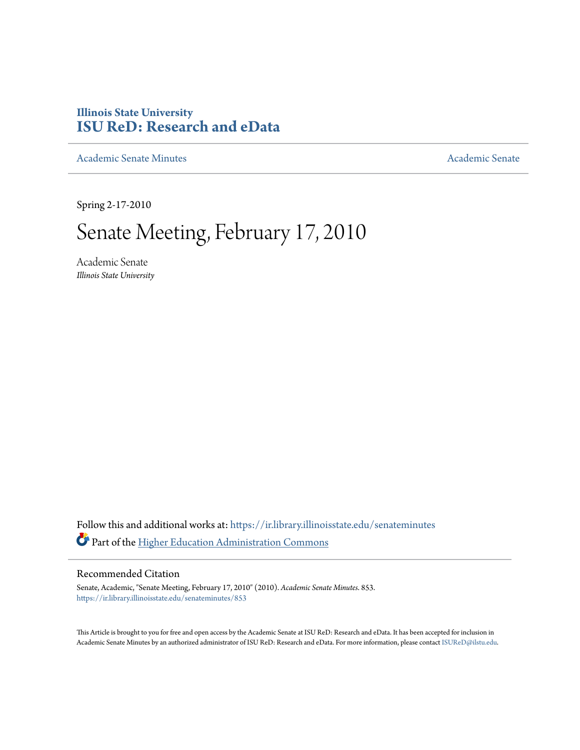**Illinois State University**
**ISU ReD: Research and eData**

Academic Senate Minutes — Academic Senate

Spring 2-17-2010

# Senate Meeting, February 17, 2010

Academic Senate
*Illinois State University*

Follow this and additional works at: https://ir.library.illinoisstate.edu/senateminutes

Part of the Higher Education Administration Commons

## Recommended Citation

Senate, Academic, "Senate Meeting, February 17, 2010" (2010). *Academic Senate Minutes*. 853.
https://ir.library.illinoisstate.edu/senateminutes/853

This Article is brought to you for free and open access by the Academic Senate at ISU ReD: Research and eData. It has been accepted for inclusion in Academic Senate Minutes by an authorized administrator of ISU ReD: Research and eData. For more information, please contact ISUReD@ilstu.edu.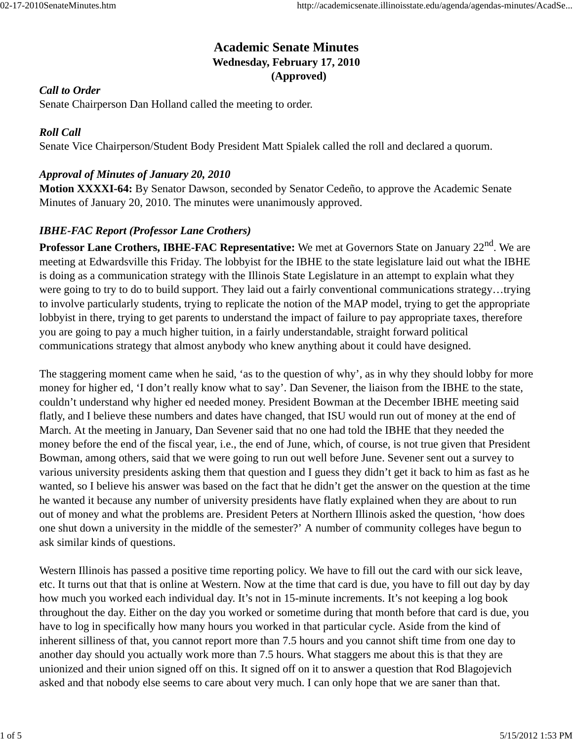# Academic Senate Minutes

**Wednesday, February 17, 2010**

**(Approved)**

***Call to Order***

Senate Chairperson Dan Holland called the meeting to order.

***Roll Call***

Senate Vice Chairperson/Student Body President Matt Spialek called the roll and declared a quorum.

***Approval of Minutes of January 20, 2010***

**Motion XXXXI-64:** By Senator Dawson, seconded by Senator Cedeño, to approve the Academic Senate Minutes of January 20, 2010. The minutes were unanimously approved.

***IBHE-FAC Report (Professor Lane Crothers)***

**Professor Lane Crothers, IBHE-FAC Representative:** We met at Governors State on January 22nd. We are meeting at Edwardsville this Friday. The lobbyist for the IBHE to the state legislature laid out what the IBHE is doing as a communication strategy with the Illinois State Legislature in an attempt to explain what they were going to try to do to build support. They laid out a fairly conventional communications strategy…trying to involve particularly students, trying to replicate the notion of the MAP model, trying to get the appropriate lobbyist in there, trying to get parents to understand the impact of failure to pay appropriate taxes, therefore you are going to pay a much higher tuition, in a fairly understandable, straight forward political communications strategy that almost anybody who knew anything about it could have designed.

The staggering moment came when he said, 'as to the question of why', as in why they should lobby for more money for higher ed, 'I don't really know what to say'. Dan Sevener, the liaison from the IBHE to the state, couldn't understand why higher ed needed money. President Bowman at the December IBHE meeting said flatly, and I believe these numbers and dates have changed, that ISU would run out of money at the end of March. At the meeting in January, Dan Sevener said that no one had told the IBHE that they needed the money before the end of the fiscal year, i.e., the end of June, which, of course, is not true given that President Bowman, among others, said that we were going to run out well before June. Sevener sent out a survey to various university presidents asking them that question and I guess they didn't get it back to him as fast as he wanted, so I believe his answer was based on the fact that he didn't get the answer on the question at the time he wanted it because any number of university presidents have flatly explained when they are about to run out of money and what the problems are. President Peters at Northern Illinois asked the question, 'how does one shut down a university in the middle of the semester?' A number of community colleges have begun to ask similar kinds of questions.

Western Illinois has passed a positive time reporting policy. We have to fill out the card with our sick leave, etc. It turns out that that is online at Western. Now at the time that card is due, you have to fill out day by day how much you worked each individual day. It's not in 15-minute increments. It's not keeping a log book throughout the day. Either on the day you worked or sometime during that month before that card is due, you have to log in specifically how many hours you worked in that particular cycle. Aside from the kind of inherent silliness of that, you cannot report more than 7.5 hours and you cannot shift time from one day to another day should you actually work more than 7.5 hours. What staggers me about this is that they are unionized and their union signed off on this. It signed off on it to answer a question that Rod Blagojevich asked and that nobody else seems to care about very much. I can only hope that we are saner than that.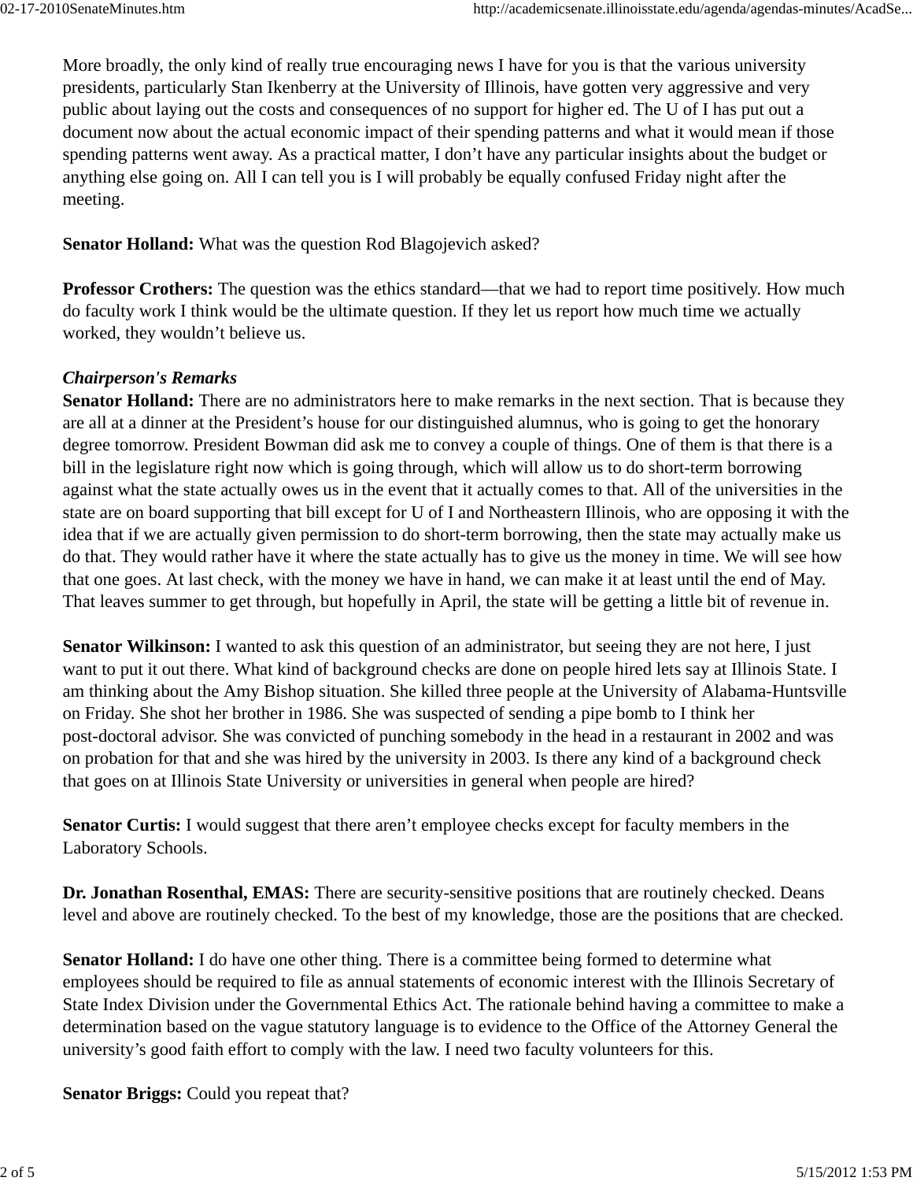More broadly, the only kind of really true encouraging news I have for you is that the various university presidents, particularly Stan Ikenberry at the University of Illinois, have gotten very aggressive and very public about laying out the costs and consequences of no support for higher ed. The U of I has put out a document now about the actual economic impact of their spending patterns and what it would mean if those spending patterns went away. As a practical matter, I don't have any particular insights about the budget or anything else going on. All I can tell you is I will probably be equally confused Friday night after the meeting.

**Senator Holland:** What was the question Rod Blagojevich asked?

**Professor Crothers:** The question was the ethics standard—that we had to report time positively. How much do faculty work I think would be the ultimate question. If they let us report how much time we actually worked, they wouldn't believe us.

***Chairperson's Remarks***

**Senator Holland:** There are no administrators here to make remarks in the next section. That is because they are all at a dinner at the President's house for our distinguished alumnus, who is going to get the honorary degree tomorrow. President Bowman did ask me to convey a couple of things. One of them is that there is a bill in the legislature right now which is going through, which will allow us to do short-term borrowing against what the state actually owes us in the event that it actually comes to that. All of the universities in the state are on board supporting that bill except for U of I and Northeastern Illinois, who are opposing it with the idea that if we are actually given permission to do short-term borrowing, then the state may actually make us do that. They would rather have it where the state actually has to give us the money in time. We will see how that one goes. At last check, with the money we have in hand, we can make it at least until the end of May. That leaves summer to get through, but hopefully in April, the state will be getting a little bit of revenue in.

**Senator Wilkinson:** I wanted to ask this question of an administrator, but seeing they are not here, I just want to put it out there. What kind of background checks are done on people hired lets say at Illinois State. I am thinking about the Amy Bishop situation. She killed three people at the University of Alabama-Huntsville on Friday. She shot her brother in 1986. She was suspected of sending a pipe bomb to I think her post-doctoral advisor. She was convicted of punching somebody in the head in a restaurant in 2002 and was on probation for that and she was hired by the university in 2003. Is there any kind of a background check that goes on at Illinois State University or universities in general when people are hired?

**Senator Curtis:** I would suggest that there aren't employee checks except for faculty members in the Laboratory Schools.

**Dr. Jonathan Rosenthal, EMAS:** There are security-sensitive positions that are routinely checked. Deans level and above are routinely checked. To the best of my knowledge, those are the positions that are checked.

**Senator Holland:** I do have one other thing. There is a committee being formed to determine what employees should be required to file as annual statements of economic interest with the Illinois Secretary of State Index Division under the Governmental Ethics Act. The rationale behind having a committee to make a determination based on the vague statutory language is to evidence to the Office of the Attorney General the university's good faith effort to comply with the law. I need two faculty volunteers for this.

**Senator Briggs:** Could you repeat that?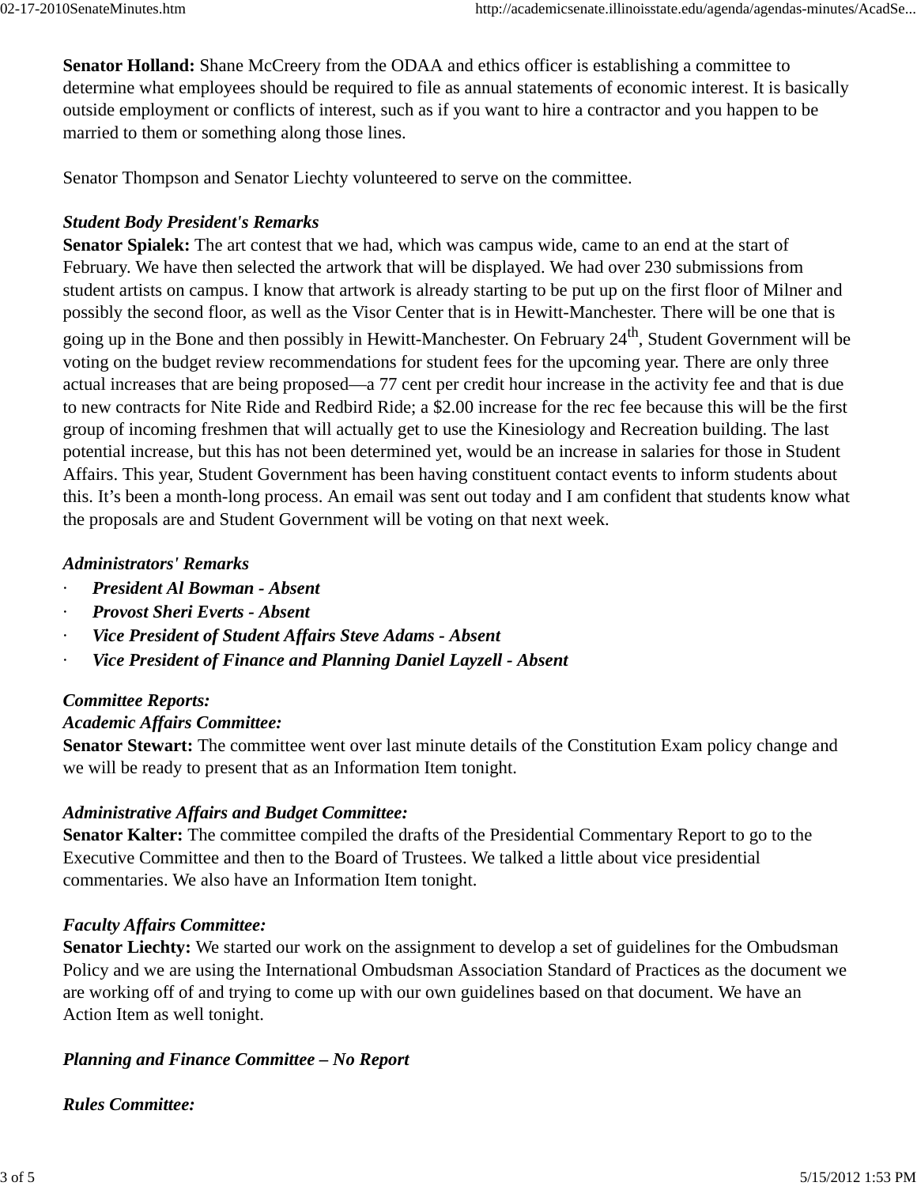**Senator Holland:** Shane McCreery from the ODAA and ethics officer is establishing a committee to determine what employees should be required to file as annual statements of economic interest. It is basically outside employment or conflicts of interest, such as if you want to hire a contractor and you happen to be married to them or something along those lines.

Senator Thompson and Senator Liechty volunteered to serve on the committee.

***Student Body President's Remarks***

**Senator Spialek:** The art contest that we had, which was campus wide, came to an end at the start of February. We have then selected the artwork that will be displayed. We had over 230 submissions from student artists on campus. I know that artwork is already starting to be put up on the first floor of Milner and possibly the second floor, as well as the Visor Center that is in Hewitt-Manchester. There will be one that is going up in the Bone and then possibly in Hewitt-Manchester. On February 24th, Student Government will be voting on the budget review recommendations for student fees for the upcoming year. There are only three actual increases that are being proposed—a 77 cent per credit hour increase in the activity fee and that is due to new contracts for Nite Ride and Redbird Ride; a $2.00 increase for the rec fee because this will be the first group of incoming freshmen that will actually get to use the Kinesiology and Recreation building. The last potential increase, but this has not been determined yet, would be an increase in salaries for those in Student Affairs. This year, Student Government has been having constituent contact events to inform students about this. It's been a month-long process. An email was sent out today and I am confident that students know what the proposals are and Student Government will be voting on that next week.

***Administrators' Remarks***

- ***President Al Bowman - Absent***
- ***Provost Sheri Everts - Absent***
- ***Vice President of Student Affairs Steve Adams - Absent***
- ***Vice President of Finance and Planning Daniel Layzell - Absent***

***Committee Reports:***

***Academic Affairs Committee:***

**Senator Stewart:** The committee went over last minute details of the Constitution Exam policy change and we will be ready to present that as an Information Item tonight.

***Administrative Affairs and Budget Committee:***

**Senator Kalter:** The committee compiled the drafts of the Presidential Commentary Report to go to the Executive Committee and then to the Board of Trustees. We talked a little about vice presidential commentaries. We also have an Information Item tonight.

***Faculty Affairs Committee:***

**Senator Liechty:** We started our work on the assignment to develop a set of guidelines for the Ombudsman Policy and we are using the International Ombudsman Association Standard of Practices as the document we are working off of and trying to come up with our own guidelines based on that document. We have an Action Item as well tonight.

***Planning and Finance Committee – No Report***

***Rules Committee:***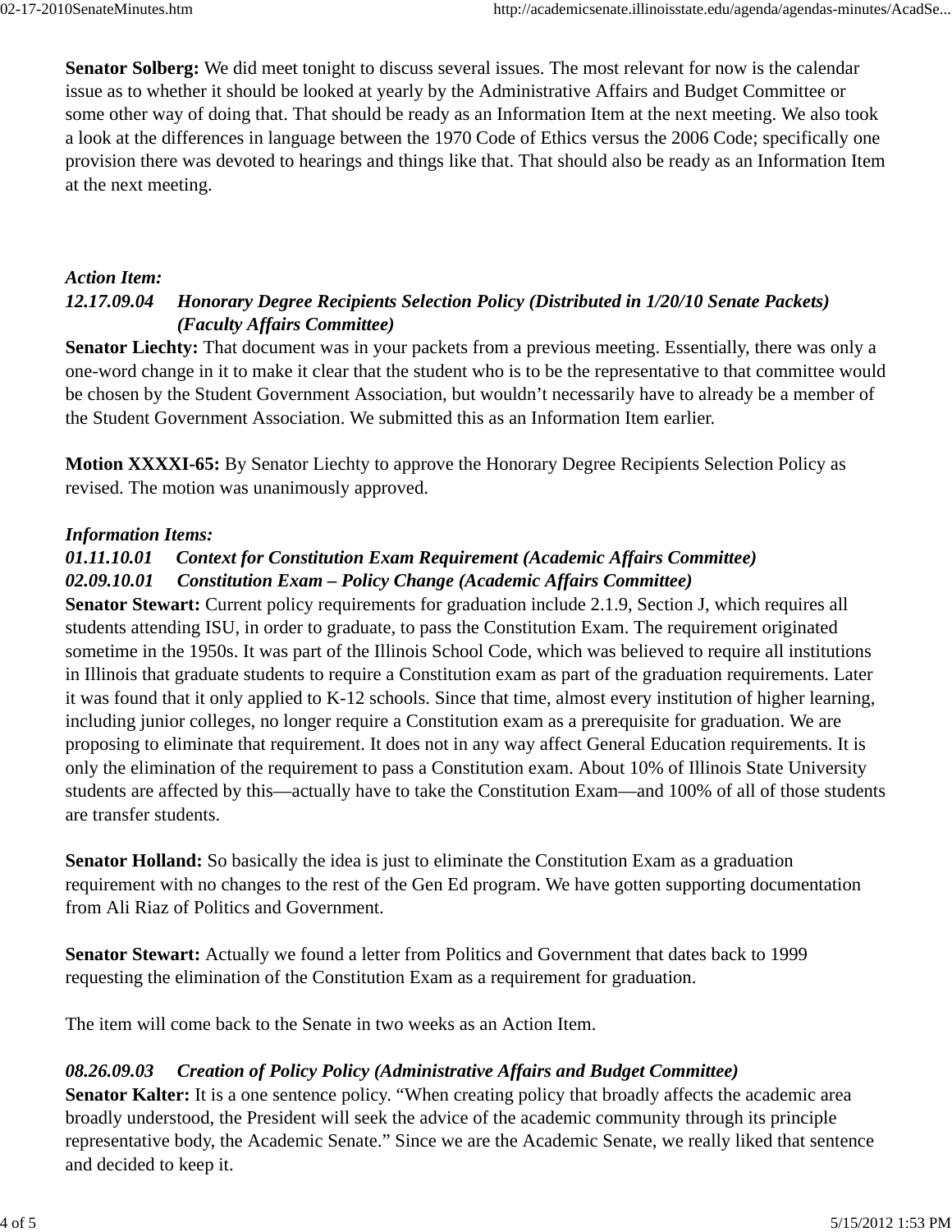**Senator Solberg:** We did meet tonight to discuss several issues. The most relevant for now is the calendar issue as to whether it should be looked at yearly by the Administrative Affairs and Budget Committee or some other way of doing that. That should be ready as an Information Item at the next meeting. We also took a look at the differences in language between the 1970 Code of Ethics versus the 2006 Code; specifically one provision there was devoted to hearings and things like that. That should also be ready as an Information Item at the next meeting.

*Action Item:*
***12.17.09.04 Honorary Degree Recipients Selection Policy (Distributed in 1/20/10 Senate Packets) (Faculty Affairs Committee)***

**Senator Liechty:** That document was in your packets from a previous meeting. Essentially, there was only a one-word change in it to make it clear that the student who is to be the representative to that committee would be chosen by the Student Government Association, but wouldn't necessarily have to already be a member of the Student Government Association. We submitted this as an Information Item earlier.

**Motion XXXXI-65:** By Senator Liechty to approve the Honorary Degree Recipients Selection Policy as revised. The motion was unanimously approved.

*Information Items:*
***01.11.10.01 Context for Constitution Exam Requirement (Academic Affairs Committee)***
***02.09.10.01 Constitution Exam – Policy Change (Academic Affairs Committee)***

**Senator Stewart:** Current policy requirements for graduation include 2.1.9, Section J, which requires all students attending ISU, in order to graduate, to pass the Constitution Exam. The requirement originated sometime in the 1950s. It was part of the Illinois School Code, which was believed to require all institutions in Illinois that graduate students to require a Constitution exam as part of the graduation requirements. Later it was found that it only applied to K-12 schools. Since that time, almost every institution of higher learning, including junior colleges, no longer require a Constitution exam as a prerequisite for graduation. We are proposing to eliminate that requirement. It does not in any way affect General Education requirements. It is only the elimination of the requirement to pass a Constitution exam. About 10% of Illinois State University students are affected by this—actually have to take the Constitution Exam—and 100% of all of those students are transfer students.

**Senator Holland:** So basically the idea is just to eliminate the Constitution Exam as a graduation requirement with no changes to the rest of the Gen Ed program. We have gotten supporting documentation from Ali Riaz of Politics and Government.

**Senator Stewart:** Actually we found a letter from Politics and Government that dates back to 1999 requesting the elimination of the Constitution Exam as a requirement for graduation.

The item will come back to the Senate in two weeks as an Action Item.

***08.26.09.03 Creation of Policy Policy (Administrative Affairs and Budget Committee)***

**Senator Kalter:** It is a one sentence policy. "When creating policy that broadly affects the academic area broadly understood, the President will seek the advice of the academic community through its principle representative body, the Academic Senate." Since we are the Academic Senate, we really liked that sentence and decided to keep it.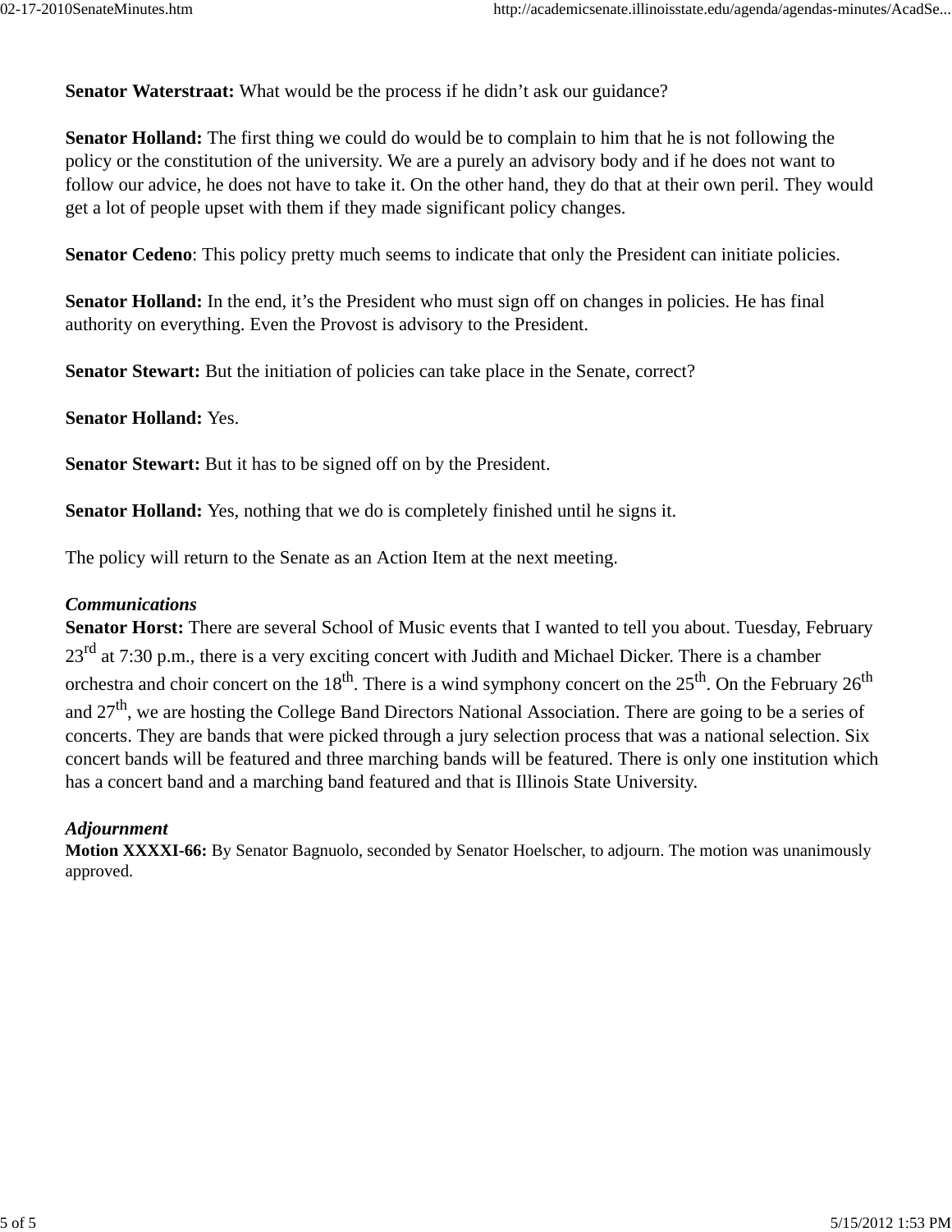**Senator Waterstraat:** What would be the process if he didn't ask our guidance?

**Senator Holland:** The first thing we could do would be to complain to him that he is not following the policy or the constitution of the university. We are a purely an advisory body and if he does not want to follow our advice, he does not have to take it. On the other hand, they do that at their own peril. They would get a lot of people upset with them if they made significant policy changes.

**Senator Cedeno**: This policy pretty much seems to indicate that only the President can initiate policies.

**Senator Holland:** In the end, it's the President who must sign off on changes in policies. He has final authority on everything. Even the Provost is advisory to the President.

**Senator Stewart:** But the initiation of policies can take place in the Senate, correct?

**Senator Holland:** Yes.

**Senator Stewart:** But it has to be signed off on by the President.

**Senator Holland:** Yes, nothing that we do is completely finished until he signs it.

The policy will return to the Senate as an Action Item at the next meeting.

***Communications***

**Senator Horst:** There are several School of Music events that I wanted to tell you about. Tuesday, February 23rd at 7:30 p.m., there is a very exciting concert with Judith and Michael Dicker. There is a chamber orchestra and choir concert on the 18th. There is a wind symphony concert on the 25th. On the February 26th and 27th, we are hosting the College Band Directors National Association. There are going to be a series of concerts. They are bands that were picked through a jury selection process that was a national selection. Six concert bands will be featured and three marching bands will be featured. There is only one institution which has a concert band and a marching band featured and that is Illinois State University.

***Adjournment***

**Motion XXXXI-66:** By Senator Bagnuolo, seconded by Senator Hoelscher, to adjourn. The motion was unanimously approved.